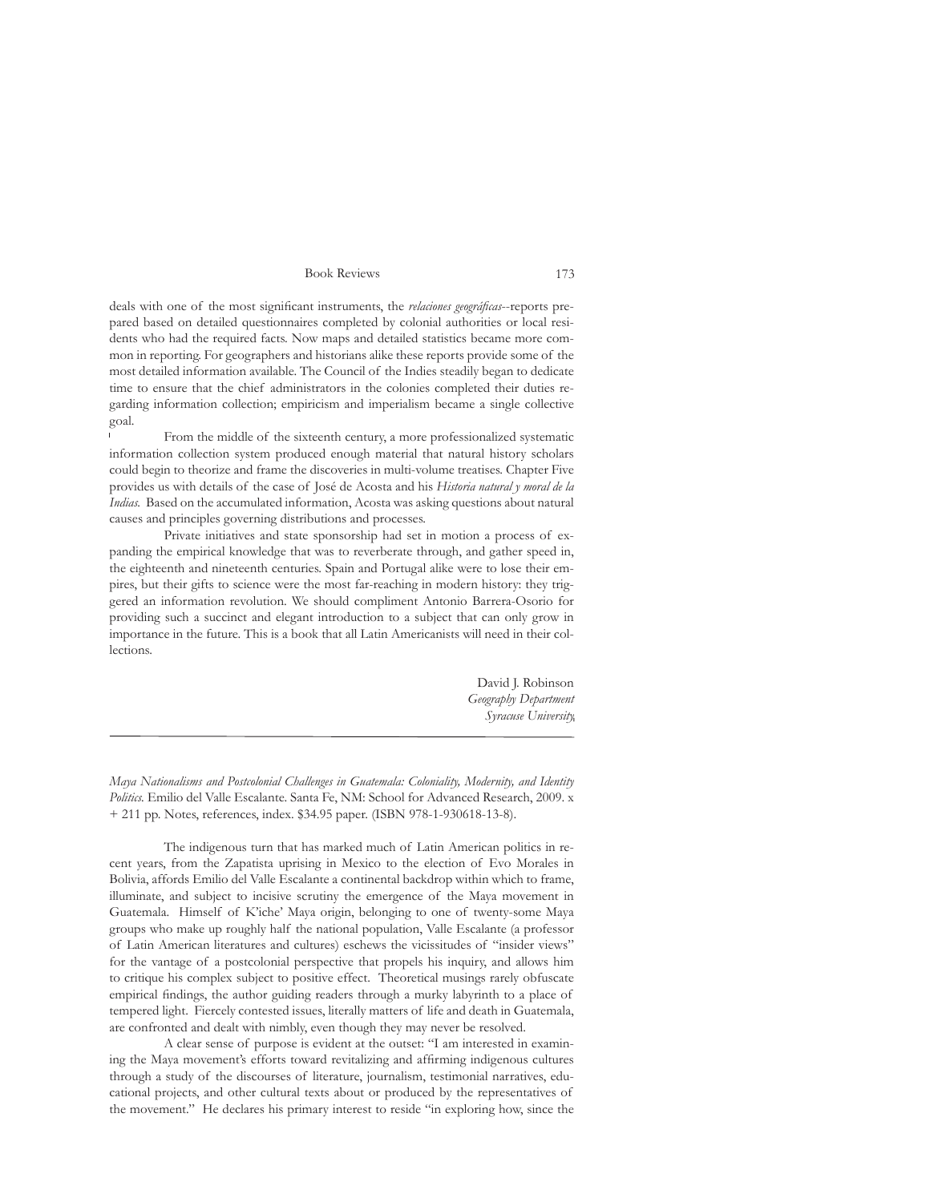deals with one of the most significant instruments, the *relaciones geográficas*--reports prepared based on detailed questionnaires completed by colonial authorities or local residents who had the required facts. Now maps and detailed statistics became more common in reporting. For geographers and historians alike these reports provide some of the most detailed information available. The Council of the Indies steadily began to dedicate time to ensure that the chief administrators in the colonies completed their duties regarding information collection; empiricism and imperialism became a single collective goal.

From the middle of the sixteenth century, a more professionalized systematic information collection system produced enough material that natural history scholars could begin to theorize and frame the discoveries in multi-volume treatises. Chapter Five provides us with details of the case of José de Acosta and his *Historia natural y moral de la Indias.* Based on the accumulated information, Acosta was asking questions about natural causes and principles governing distributions and processes.

Private initiatives and state sponsorship had set in motion a process of expanding the empirical knowledge that was to reverberate through, and gather speed in, the eighteenth and nineteenth centuries. Spain and Portugal alike were to lose their empires, but their gifts to science were the most far-reaching in modern history: they triggered an information revolution. We should compliment Antonio Barrera-Osorio for providing such a succinct and elegant introduction to a subject that can only grow in importance in the future. This is a book that all Latin Americanists will need in their collections.

David J. Robinson
*Geography Department*
*Syracuse University*

---

*Maya Nationalisms and Postcolonial Challenges in Guatemala: Coloniality, Modernity, and Identity Politics.* Emilio del Valle Escalante. Santa Fe, NM: School for Advanced Research, 2009. x + 211 pp. Notes, references, index. $34.95 paper. (ISBN 978-1-930618-13-8).

The indigenous turn that has marked much of Latin American politics in recent years, from the Zapatista uprising in Mexico to the election of Evo Morales in Bolivia, affords Emilio del Valle Escalante a continental backdrop within which to frame, illuminate, and subject to incisive scrutiny the emergence of the Maya movement in Guatemala. Himself of K'iche' Maya origin, belonging to one of twenty-some Maya groups who make up roughly half the national population, Valle Escalante (a professor of Latin American literatures and cultures) eschews the vicissitudes of "insider views" for the vantage of a postcolonial perspective that propels his inquiry, and allows him to critique his complex subject to positive effect. Theoretical musings rarely obfuscate empirical findings, the author guiding readers through a murky labyrinth to a place of tempered light. Fiercely contested issues, literally matters of life and death in Guatemala, are confronted and dealt with nimbly, even though they may never be resolved.

A clear sense of purpose is evident at the outset: "I am interested in examining the Maya movement's efforts toward revitalizing and affirming indigenous cultures through a study of the discourses of literature, journalism, testimonial narratives, educational projects, and other cultural texts about or produced by the representatives of the movement." He declares his primary interest to reside "in exploring how, since the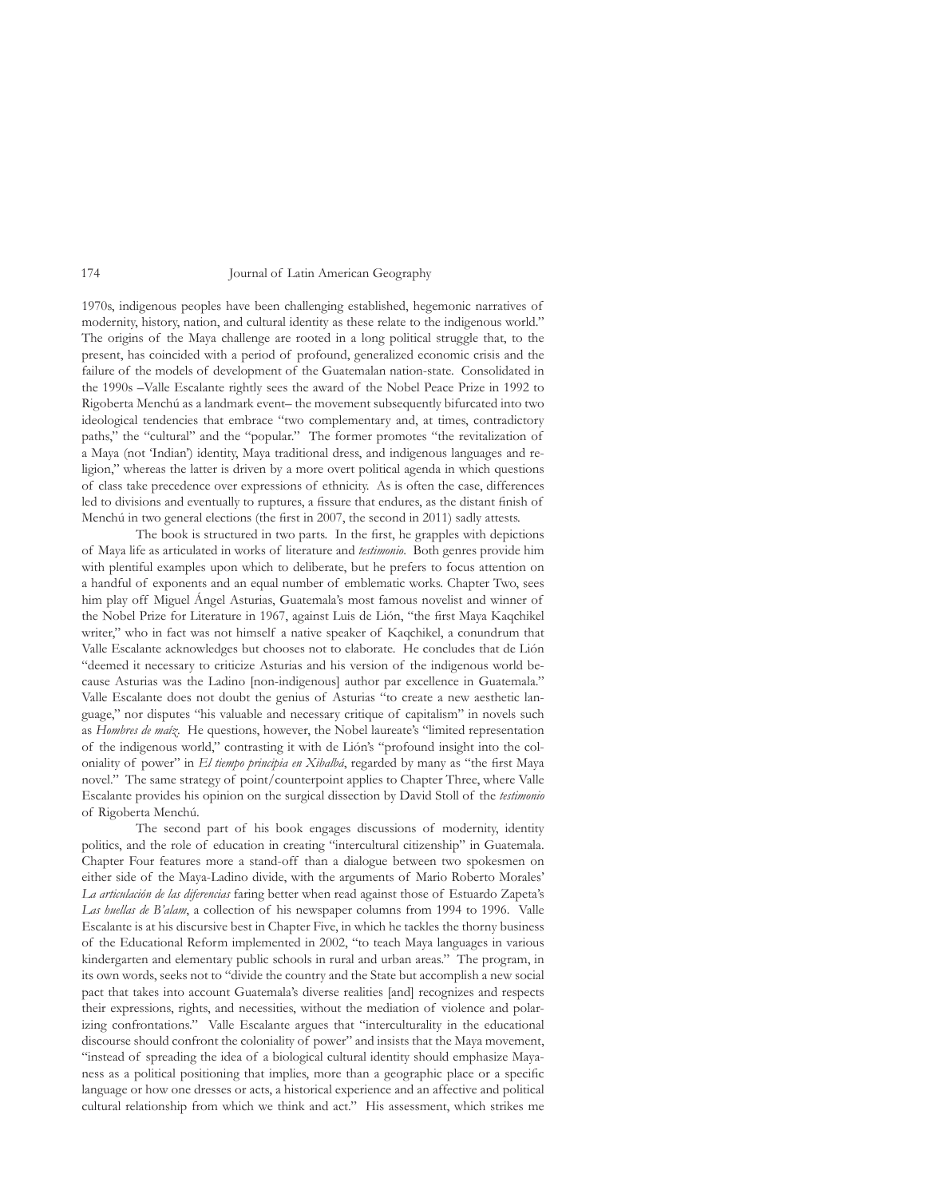1970s, indigenous peoples have been challenging established, hegemonic narratives of modernity, history, nation, and cultural identity as these relate to the indigenous world." The origins of the Maya challenge are rooted in a long political struggle that, to the present, has coincided with a period of profound, generalized economic crisis and the failure of the models of development of the Guatemalan nation-state. Consolidated in the 1990s –Valle Escalante rightly sees the award of the Nobel Peace Prize in 1992 to Rigoberta Menchú as a landmark event– the movement subsequently bifurcated into two ideological tendencies that embrace "two complementary and, at times, contradictory paths," the "cultural" and the "popular." The former promotes "the revitalization of a Maya (not 'Indian') identity, Maya traditional dress, and indigenous languages and religion," whereas the latter is driven by a more overt political agenda in which questions of class take precedence over expressions of ethnicity. As is often the case, differences led to divisions and eventually to ruptures, a fissure that endures, as the distant finish of Menchú in two general elections (the first in 2007, the second in 2011) sadly attests.

The book is structured in two parts. In the first, he grapples with depictions of Maya life as articulated in works of literature and *testimonio*. Both genres provide him with plentiful examples upon which to deliberate, but he prefers to focus attention on a handful of exponents and an equal number of emblematic works. Chapter Two, sees him play off Miguel Ángel Asturias, Guatemala's most famous novelist and winner of the Nobel Prize for Literature in 1967, against Luis de Lión, "the first Maya Kaqchikel writer," who in fact was not himself a native speaker of Kaqchikel, a conundrum that Valle Escalante acknowledges but chooses not to elaborate. He concludes that de Lión "deemed it necessary to criticize Asturias and his version of the indigenous world because Asturias was the Ladino [non-indigenous] author par excellence in Guatemala." Valle Escalante does not doubt the genius of Asturias "to create a new aesthetic language," nor disputes "his valuable and necessary critique of capitalism" in novels such as *Hombres de maíz*. He questions, however, the Nobel laureate's "limited representation of the indigenous world," contrasting it with de Lión's "profound insight into the coloniality of power" in *El tiempo principia en Xibalbá*, regarded by many as "the first Maya novel." The same strategy of point/counterpoint applies to Chapter Three, where Valle Escalante provides his opinion on the surgical dissection by David Stoll of the *testimonio* of Rigoberta Menchú.

The second part of his book engages discussions of modernity, identity politics, and the role of education in creating "intercultural citizenship" in Guatemala. Chapter Four features more a stand-off than a dialogue between two spokesmen on either side of the Maya-Ladino divide, with the arguments of Mario Roberto Morales' *La articulación de las diferencias* faring better when read against those of Estuardo Zapeta's *Las huellas de B'alam*, a collection of his newspaper columns from 1994 to 1996. Valle Escalante is at his discursive best in Chapter Five, in which he tackles the thorny business of the Educational Reform implemented in 2002, "to teach Maya languages in various kindergarten and elementary public schools in rural and urban areas." The program, in its own words, seeks not to "divide the country and the State but accomplish a new social pact that takes into account Guatemala's diverse realities [and] recognizes and respects their expressions, rights, and necessities, without the mediation of violence and polarizing confrontations." Valle Escalante argues that "interculturality in the educational discourse should confront the coloniality of power" and insists that the Maya movement, "instead of spreading the idea of a biological cultural identity should emphasize Mayaness as a political positioning that implies, more than a geographic place or a specific language or how one dresses or acts, a historical experience and an affective and political cultural relationship from which we think and act." His assessment, which strikes me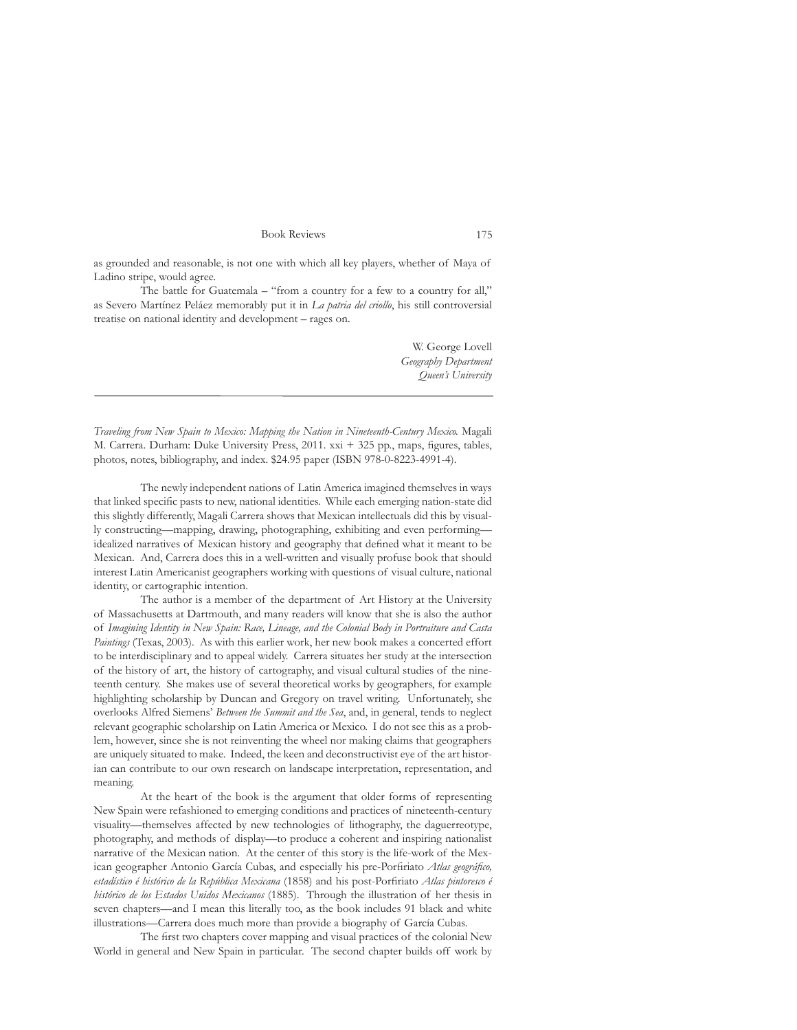as grounded and reasonable, is not one with which all key players, whether of Maya of Ladino stripe, would agree.

The battle for Guatemala – "from a country for a few to a country for all," as Severo Martínez Peláez memorably put it in *La patria del criollo*, his still controversial treatise on national identity and development – rages on.

W. George Lovell
*Geography Department*
*Queen's University*

---

*Traveling from New Spain to Mexico: Mapping the Nation in Nineteenth-Century Mexico.* Magali M. Carrera. Durham: Duke University Press, 2011. xxi + 325 pp., maps, figures, tables, photos, notes, bibliography, and index. $24.95 paper (ISBN 978-0-8223-4991-4).

The newly independent nations of Latin America imagined themselves in ways that linked specific pasts to new, national identities. While each emerging nation-state did this slightly differently, Magali Carrera shows that Mexican intellectuals did this by visually constructing—mapping, drawing, photographing, exhibiting and even performing—idealized narratives of Mexican history and geography that defined what it meant to be Mexican. And, Carrera does this in a well-written and visually profuse book that should interest Latin Americanist geographers working with questions of visual culture, national identity, or cartographic intention.

The author is a member of the department of Art History at the University of Massachusetts at Dartmouth, and many readers will know that she is also the author of *Imagining Identity in New Spain: Race, Lineage, and the Colonial Body in Portraiture and Casta Paintings* (Texas, 2003). As with this earlier work, her new book makes a concerted effort to be interdisciplinary and to appeal widely. Carrera situates her study at the intersection of the history of art, the history of cartography, and visual cultural studies of the nineteenth century. She makes use of several theoretical works by geographers, for example highlighting scholarship by Duncan and Gregory on travel writing. Unfortunately, she overlooks Alfred Siemens' *Between the Summit and the Sea*, and, in general, tends to neglect relevant geographic scholarship on Latin America or Mexico. I do not see this as a problem, however, since she is not reinventing the wheel nor making claims that geographers are uniquely situated to make. Indeed, the keen and deconstructivist eye of the art historian can contribute to our own research on landscape interpretation, representation, and meaning.

At the heart of the book is the argument that older forms of representing New Spain were refashioned to emerging conditions and practices of nineteenth-century visuality—themselves affected by new technologies of lithography, the daguerreotype, photography, and methods of display—to produce a coherent and inspiring nationalist narrative of the Mexican nation. At the center of this story is the life-work of the Mexican geographer Antonio García Cubas, and especially his pre-Porfiriato *Atlas geográfico, estadístico é histórico de la República Mexicana* (1858) and his post-Porfiriato *Atlas pintoresco é histórico de los Estados Unidos Mexicanos* (1885). Through the illustration of her thesis in seven chapters—and I mean this literally too, as the book includes 91 black and white illustrations—Carrera does much more than provide a biography of García Cubas.

The first two chapters cover mapping and visual practices of the colonial New World in general and New Spain in particular. The second chapter builds off work by